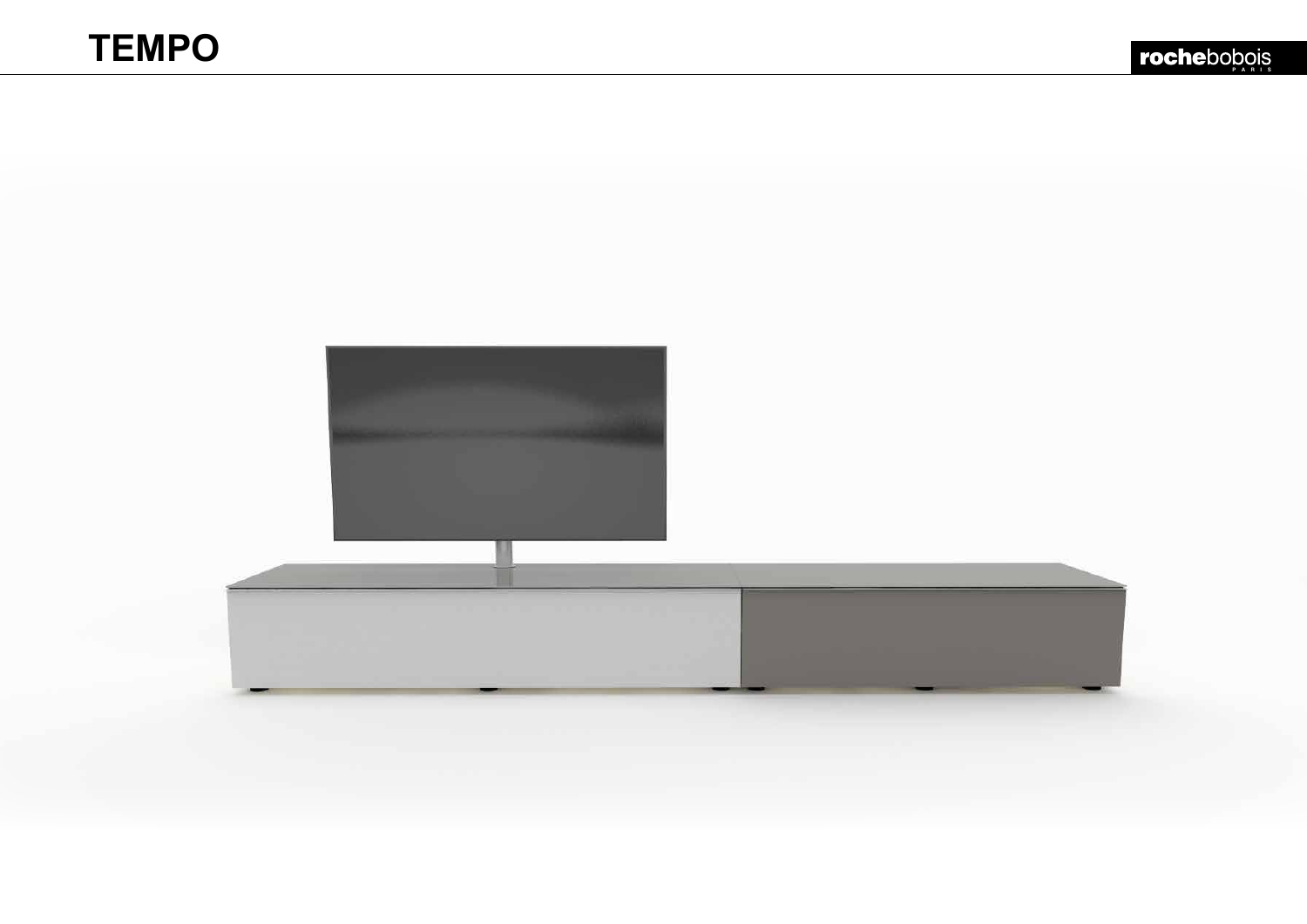# TEMPO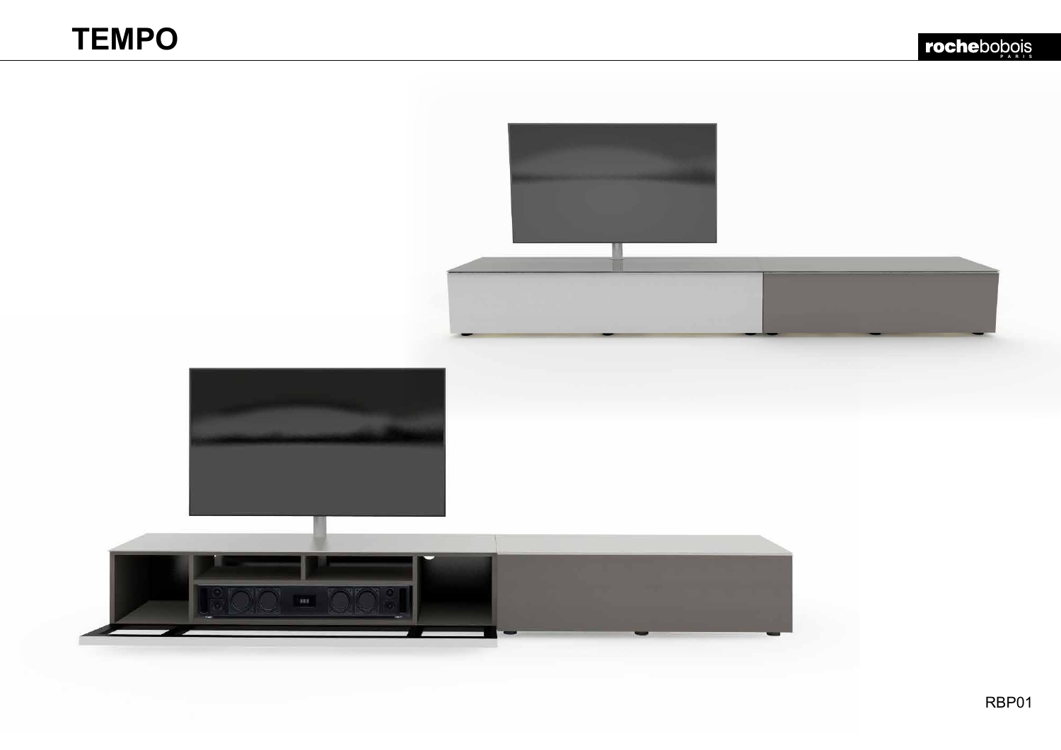# TEMPO

RBP01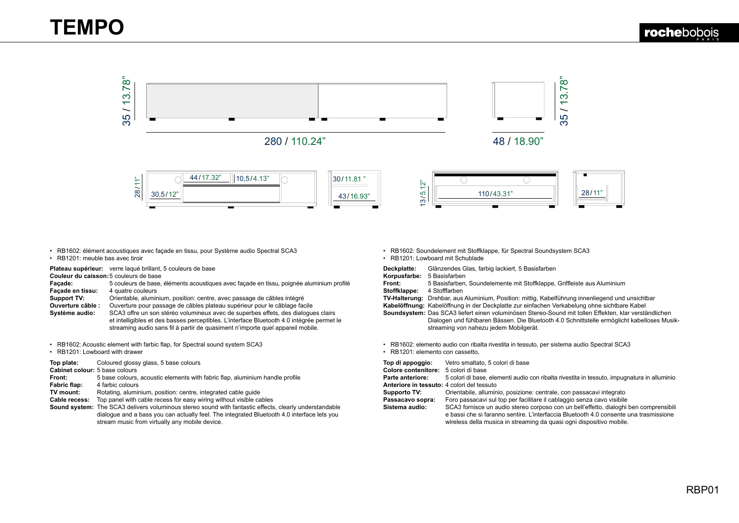# TEMPO

rochebobois PARIS

35 / 13.78"

280 / 110.24"

48 / 18.90"

35 / 13.78"

28 / 11"

30,5 / 12"

44 / 17.32"

10,5 / 4.13"

30 / 11.81"

43 / 16.93"

13 / 5.12"

110 / 43.31"

28 / 11"

- RB1602: élément acoustiques avec façade en tissu, pour Système audio Spectral SCA3
- RB1201: meuble bas avec tiroir

**Plateau supérieur:** verre laqué brillant, 5 couleurs de base
**Couleur du caisson:** 5 couleurs de base
**Façade:** 5 couleurs de base, éléments acoustiques avec façade en tissu, poignée aluminium profilé
**Façade en tissu:** 4 quatre couleurs
**Support TV:** Orientable, aluminium, position: centre, avec passage de câbles intégré
**Ouverture câble :** Ouverture pour passage de câbles plateau supérieur pour le câblage facile
**Système audio:** SCA3 offre un son stéréo volumineux avec de superbes effets, des dialogues clairs et intelligibles et des basses perceptibles. L'interface Bluetooth 4.0 intégrée permet le streaming audio sans fil à partir de quasiment n'importe quel appareil mobile.

- RB1602: Acoustic element with farbic flap, for Spectral sound system SCA3
- RB1201: Lowboard with drawer

**Top plate:** Coloured glossy glass, 5 base colours
**Cabinet colour:** 5 base colours
**Front:** 5 base colours, acoustic elements with fabric flap, aluminium handle profile
**Fabric flap:** 4 farbic colours
**TV mount:** Rotating, aluminium, position: centre, integrated cable guide
**Cable recess:** Top panel with cable recess for easy wiring without visible cables
**Sound system:** The SCA3 delivers voluminous stereo sound with fantastic effects, clearly understandable dialogue and a bass you can actually feel. The integrated Bluetooth 4.0 interface lets you stream music from virtually any mobile device.

- RB1602: Soundelement mit Stoffklappe, für Spectral Soundsystem SCA3
- RB1201: Lowboard mit Schublade

**Deckplatte:** Glänzendes Glas, farbig lackiert, 5 Basisfarben
**Korpusfarbe:** 5 Basisfarben
**Front:** 5 Basisfarben, Soundelemente mit Stoffklappe, Griffleiste aus Aluminium
**Stoffklappe:** 4 Stofffarben
**TV-Halterung:** Drehbar, aus Aluminium, Position: mittig, Kabelführung innenliegend und unsichtbar
**Kabelöffnung:** Kabelöffnung in der Deckplatte zur einfachen Verkabelung ohne sichtbare Kabel
**Soundsystem:** Das SCA3 liefert einen voluminösen Stereo-Sound mit tollen Effekten, klar verständlichen Dialogen und fühlbaren Bässen. Die Bluetooth 4.0 Schnittstelle ermöglicht kabelloses Musik-streaming von nahezu jedem Mobilgerät.

- RB1602: elemento audio con ribalta rivestita in tessuto, per sistema audio Spectral SCA3
- RB1201: elemento con cassetto,

**Top di appoggio:** Vetro smaltato, 5 colori di base
**Colore contenitore:** 5 colori di base
**Parte anteriore:** 5 colori di base, elementi audio con ribalta rivestita in tessuto, impugnatura in alluminio
**Anteriore in tessuto:** 4 colori del tessuto
**Supporto TV:** Orientabile, alluminio, posizione: centrale, con passacavi integrato
**Passacavo sopra:** Foro passacavi sul top per facilitare il cablaggio senza cavo visibile
**Sistema audio:** SCA3 fornisce un audio stereo corposo con un bell'effetto, dialoghi ben comprensibili e bassi che si faranno sentire. L'interfaccia Bluetooth 4.0 consente una trasmissione wireless della musica in streaming da quasi ogni dispositivo mobile.

RBP01